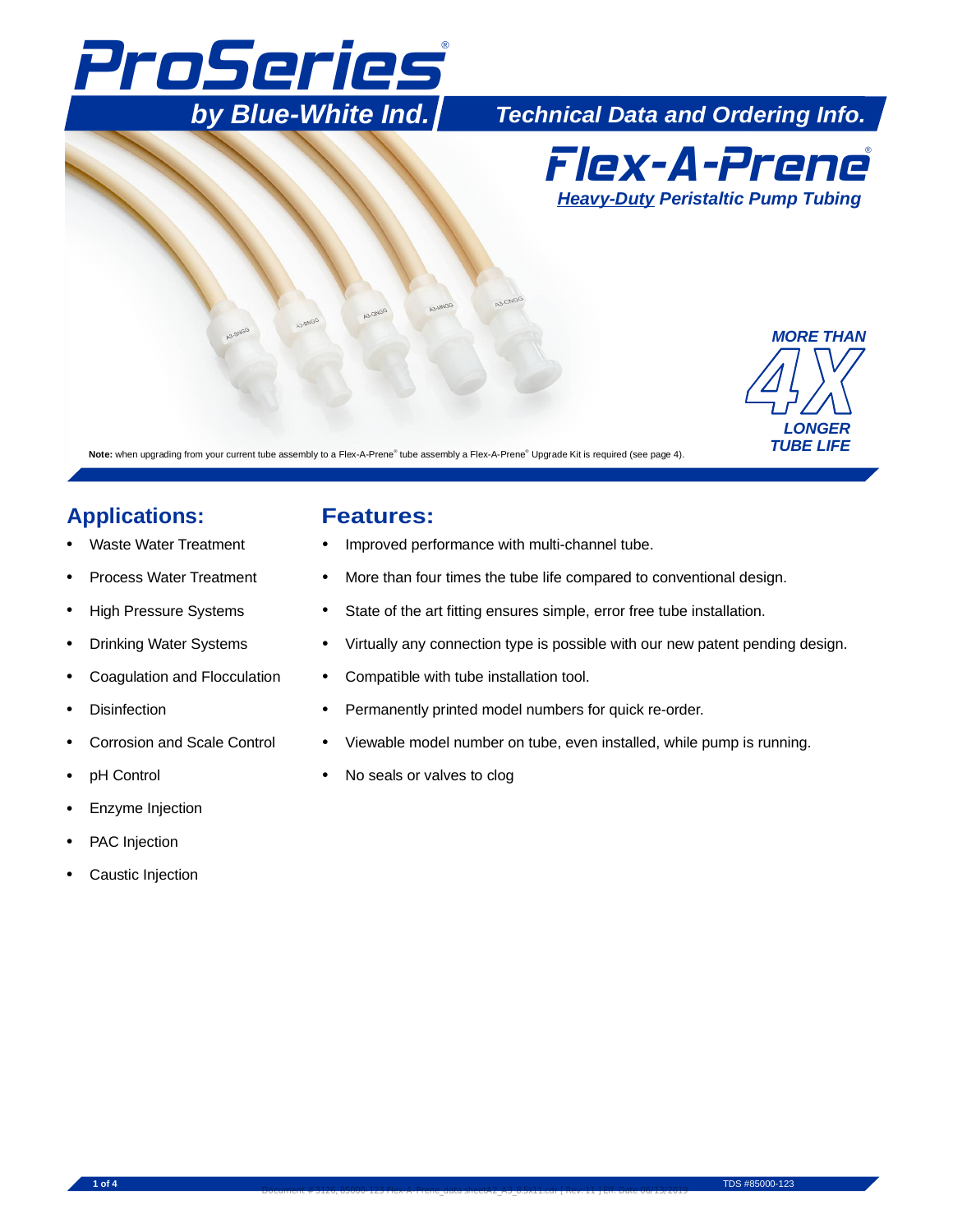# ProSeries®

## by Blue-White Ind.

**Technical Data and Ordering Info.**

# Flex-A-Prene®

***Heavy-Duty* Peristaltic Pump Tubing**

*MORE THAN 4X LONGER TUBE LIFE*

**Note:** when upgrading from your current tube assembly to a Flex-A-Prene® tube assembly a Flex-A-Prene® Upgrade Kit is required (see page 4).

## Applications:

- Waste Water Treatment
- Process Water Treatment
- High Pressure Systems
- Drinking Water Systems
- Coagulation and Flocculation
- Disinfection
- Corrosion and Scale Control
- pH Control
- Enzyme Injection
- PAC Injection
- Caustic Injection

## Features:

- Improved performance with multi-channel tube.
- More than four times the tube life compared to conventional design.
- State of the art fitting ensures simple, error free tube installation.
- Virtually any connection type is possible with our new patent pending design.
- Compatible with tube installation tool.
- Permanently printed model numbers for quick re-order.
- Viewable model number on tube, even installed, while pump is running.
- No seals or valves to clog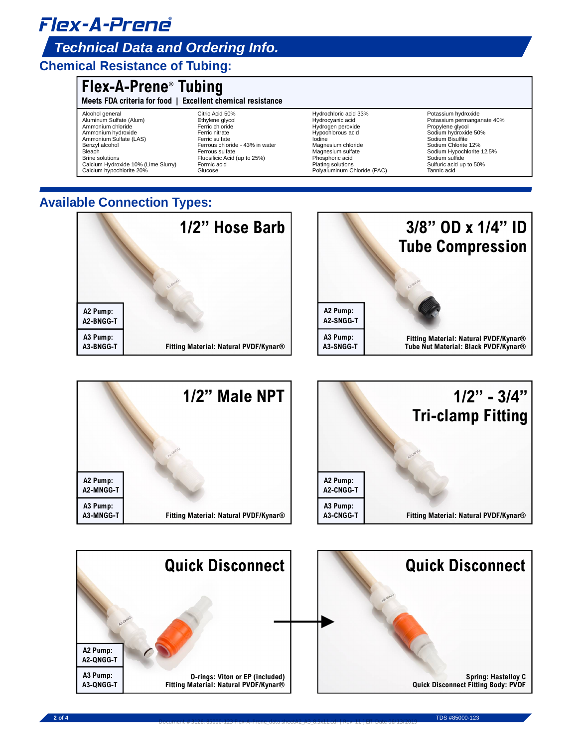# Flex-A-Prene®

## Technical Data and Ordering Info.

## Chemical Resistance of Tubing:

### Flex-A-Prene® Tubing

**Meets FDA criteria for food | Excellent chemical resistance**

| | | | |
|---|---|---|---|
| Alcohol general | Citric Acid 50% | Hydrochloric acid 33% | Potassium hydroxide |
| Aluminum Sulfate (Alum) | Ethylene glycol | Hydrocyanic acid | Potassium permanganate 40% |
| Ammonium chloride | Ferric chloride | Hydrogen peroxide | Propylene glycol |
| Ammonium hydroxide | Ferric nitrate | Hypochlorous acid | Sodium hydroxide 50% |
| Ammonium Sulfate (LAS) | Ferric sulfate | Iodine | Sodium Bisulfite |
| Benzyl alcohol | Ferrous chloride - 43% in water | Magnesium chloride | Sodium Chlorite 12% |
| Bleach | Ferrous sulfate | Magnesium sulfate | Sodium Hypochlorite 12.5% |
| Brine solutions | Fluosilicic Acid (up to 25%) | Phosphoric acid | Sodium sulfide |
| Calcium Hydroxide 10% (Lime Slurry) | Formic acid | Plating solutions | Sulfuric acid up to 50% |
| Calcium hypochlorite 20% | Glucose | Polyaluminum Chloride (PAC) | Tannic acid |

## Available Connection Types:

### 1/2" Hose Barb

| Pump | Part Number |
|---|---|
| A2 Pump: | A2-BNGG-T |
| A3 Pump: | A3-BNGG-T |

Fitting Material: Natural PVDF/Kynar®

### 3/8" OD x 1/4" ID Tube Compression

| Pump | Part Number |
|---|---|
| A2 Pump: | A2-SNGG-T |
| A3 Pump: | A3-SNGG-T |

Fitting Material: Natural PVDF/Kynar®
Tube Nut Material: Black PVDF/Kynar®

### 1/2" Male NPT

| Pump | Part Number |
|---|---|
| A2 Pump: | A2-MNGG-T |
| A3 Pump: | A3-MNGG-T |

Fitting Material: Natural PVDF/Kynar®

### 1/2" - 3/4" Tri-clamp Fitting

| Pump | Part Number |
|---|---|
| A2 Pump: | A2-CNGG-T |
| A3 Pump: | A3-CNGG-T |

Fitting Material: Natural PVDF/Kynar®

### Quick Disconnect

| Pump | Part Number |
|---|---|
| A2 Pump: | A2-QNGG-T |
| A3 Pump: | A3-QNGG-T |

O-rings: Viton or EP (included)
Fitting Material: Natural PVDF/Kynar®

### Quick Disconnect

Spring: Hastelloy C
Quick Disconnect Fitting Body: PVDF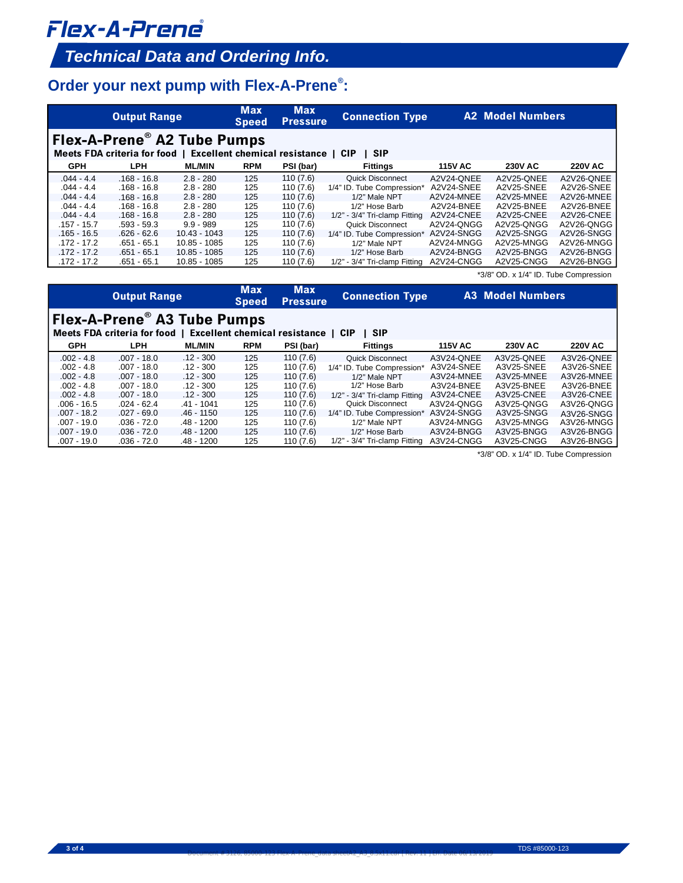# Flex-A-Prene®

## Technical Data and Ordering Info.

## Order your next pump with Flex-A-Prene®:

| Output Range | | | Max Speed | Max Pressure | Connection Type | A2 Model Numbers | | |
|---|---|---|---|---|---|---|---|---|
| **Flex-A-Prene® A2 Tube Pumps** — Meets FDA criteria for food \| Excellent chemical resistance \| CIP \| SIP | | | | | | | | |
| GPH | LPH | ML/MIN | RPM | PSI (bar) | Fittings | 115V AC | 230V AC | 220V AC |
| .044 - 4.4 | .168 - 16.8 | 2.8 - 280 | 125 | 110 (7.6) | Quick Disconnect | A2V24-QNEE | A2V25-QNEE | A2V26-QNEE |
| .044 - 4.4 | .168 - 16.8 | 2.8 - 280 | 125 | 110 (7.6) | 1/4" ID. Tube Compression* | A2V24-SNEE | A2V25-SNEE | A2V26-SNEE |
| .044 - 4.4 | .168 - 16.8 | 2.8 - 280 | 125 | 110 (7.6) | 1/2" Male NPT | A2V24-MNEE | A2V25-MNEE | A2V26-MNEE |
| .044 - 4.4 | .168 - 16.8 | 2.8 - 280 | 125 | 110 (7.6) | 1/2" Hose Barb | A2V24-BNEE | A2V25-BNEE | A2V26-BNEE |
| .044 - 4.4 | .168 - 16.8 | 2.8 - 280 | 125 | 110 (7.6) | 1/2" - 3/4" Tri-clamp Fitting | A2V24-CNEE | A2V25-CNEE | A2V26-CNEE |
| .157 - 15.7 | .593 - 59.3 | 9.9 - 989 | 125 | 110 (7.6) | Quick Disconnect | A2V24-QNGG | A2V25-QNGG | A2V26-QNGG |
| .165 - 16.5 | .626 - 62.6 | 10.43 - 1043 | 125 | 110 (7.6) | 1/4" ID. Tube Compression* | A2V24-SNGG | A2V25-SNGG | A2V26-SNGG |
| .172 - 17.2 | .651 - 65.1 | 10.85 - 1085 | 125 | 110 (7.6) | 1/2" Male NPT | A2V24-MNGG | A2V25-MNGG | A2V26-MNGG |
| .172 - 17.2 | .651 - 65.1 | 10.85 - 1085 | 125 | 110 (7.6) | 1/2" Hose Barb | A2V24-BNGG | A2V25-BNGG | A2V26-BNGG |
| .172 - 17.2 | .651 - 65.1 | 10.85 - 1085 | 125 | 110 (7.6) | 1/2" - 3/4" Tri-clamp Fitting | A2V24-CNGG | A2V25-CNGG | A2V26-BNGG |

*3/8" OD. x 1/4" ID. Tube Compression

| Output Range | | | Max Speed | Max Pressure | Connection Type | A3 Model Numbers | | |
|---|---|---|---|---|---|---|---|---|
| **Flex-A-Prene® A3 Tube Pumps** — Meets FDA criteria for food \| Excellent chemical resistance \| CIP \| SIP | | | | | | | | |
| GPH | LPH | ML/MIN | RPM | PSI (bar) | Fittings | 115V AC | 230V AC | 220V AC |
| .002 - 4.8 | .007 - 18.0 | .12 - 300 | 125 | 110 (7.6) | Quick Disconnect | A3V24-QNEE | A3V25-QNEE | A3V26-QNEE |
| .002 - 4.8 | .007 - 18.0 | .12 - 300 | 125 | 110 (7.6) | 1/4" ID. Tube Compression* | A3V24-SNEE | A3V25-SNEE | A3V26-SNEE |
| .002 - 4.8 | .007 - 18.0 | .12 - 300 | 125 | 110 (7.6) | 1/2" Male NPT | A3V24-MNEE | A3V25-MNEE | A3V26-MNEE |
| .002 - 4.8 | .007 - 18.0 | .12 - 300 | 125 | 110 (7.6) | 1/2" Hose Barb | A3V24-BNEE | A3V25-BNEE | A3V26-BNEE |
| .002 - 4.8 | .007 - 18.0 | .12 - 300 | 125 | 110 (7.6) | 1/2" - 3/4" Tri-clamp Fitting | A3V24-CNEE | A3V25-CNEE | A3V26-CNEE |
| .006 - 16.5 | .024 - 62.4 | .41 - 1041 | 125 | 110 (7.6) | Quick Disconnect | A3V24-QNGG | A3V25-QNGG | A3V26-QNGG |
| .007 - 18.2 | .027 - 69.0 | .46 - 1150 | 125 | 110 (7.6) | 1/4" ID. Tube Compression* | A3V24-SNGG | A3V25-SNGG | A3V26-SNGG |
| .007 - 19.0 | .036 - 72.0 | .48 - 1200 | 125 | 110 (7.6) | 1/2" Male NPT | A3V24-MNGG | A3V25-MNGG | A3V26-MNGG |
| .007 - 19.0 | .036 - 72.0 | .48 - 1200 | 125 | 110 (7.6) | 1/2" Hose Barb | A3V24-BNGG | A3V25-BNGG | A3V26-BNGG |
| .007 - 19.0 | .036 - 72.0 | .48 - 1200 | 125 | 110 (7.6) | 1/2" - 3/4" Tri-clamp Fitting | A3V24-CNGG | A3V25-CNGG | A3V26-BNGG |

*3/8" OD. x 1/4" ID. Tube Compression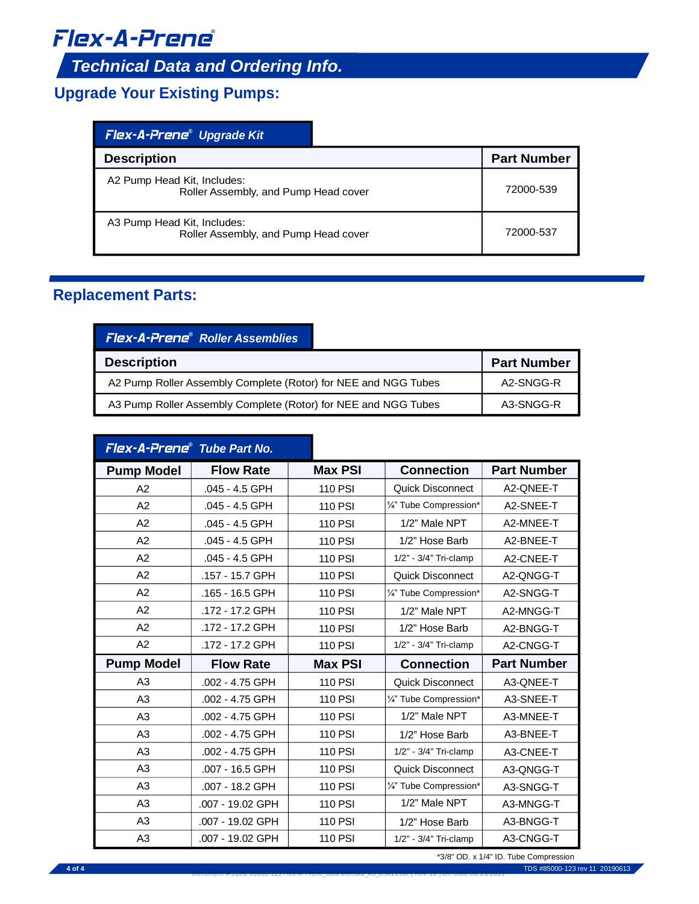# Flex-A-Prene®

## Technical Data and Ordering Info.

### Upgrade Your Existing Pumps:

**Flex-A-Prene® Upgrade Kit**

| Description | Part Number |
|---|---|
| A2 Pump Head Kit, Includes: Roller Assembly, and Pump Head cover | 72000-539 |
| A3 Pump Head Kit, Includes: Roller Assembly, and Pump Head cover | 72000-537 |

### Replacement Parts:

**Flex-A-Prene® Roller Assemblies**

| Description | Part Number |
|---|---|
| A2 Pump Roller Assembly Complete (Rotor) for NEE and NGG Tubes | A2-SNGG-R |
| A3 Pump Roller Assembly Complete (Rotor) for NEE and NGG Tubes | A3-SNGG-R |

**Flex-A-Prene® Tube Part No.**

| Pump Model | Flow Rate | Max PSI | Connection | Part Number |
|---|---|---|---|---|
| A2 | .045 - 4.5 GPH | 110 PSI | Quick Disconnect | A2-QNEE-T |
| A2 | .045 - 4.5 GPH | 110 PSI | ¼" Tube Compression* | A2-SNEE-T |
| A2 | .045 - 4.5 GPH | 110 PSI | 1/2" Male NPT | A2-MNEE-T |
| A2 | .045 - 4.5 GPH | 110 PSI | 1/2" Hose Barb | A2-BNEE-T |
| A2 | .045 - 4.5 GPH | 110 PSI | 1/2" - 3/4" Tri-clamp | A2-CNEE-T |
| A2 | .157 - 15.7 GPH | 110 PSI | Quick Disconnect | A2-QNGG-T |
| A2 | .165 - 16.5 GPH | 110 PSI | ¼" Tube Compression* | A2-SNGG-T |
| A2 | .172 - 17.2 GPH | 110 PSI | 1/2" Male NPT | A2-MNGG-T |
| A2 | .172 - 17.2 GPH | 110 PSI | 1/2" Hose Barb | A2-BNGG-T |
| A2 | .172 - 17.2 GPH | 110 PSI | 1/2" - 3/4" Tri-clamp | A2-CNGG-T |
| **Pump Model** | **Flow Rate** | **Max PSI** | **Connection** | **Part Number** |
| A3 | .002 - 4.75 GPH | 110 PSI | Quick Disconnect | A3-QNEE-T |
| A3 | .002 - 4.75 GPH | 110 PSI | ¼" Tube Compression* | A3-SNEE-T |
| A3 | .002 - 4.75 GPH | 110 PSI | 1/2" Male NPT | A3-MNEE-T |
| A3 | .002 - 4.75 GPH | 110 PSI | 1/2" Hose Barb | A3-BNEE-T |
| A3 | .002 - 4.75 GPH | 110 PSI | 1/2" - 3/4" Tri-clamp | A3-CNEE-T |
| A3 | .007 - 16.5 GPH | 110 PSI | Quick Disconnect | A3-QNGG-T |
| A3 | .007 - 18.2 GPH | 110 PSI | ¼" Tube Compression* | A3-SNGG-T |
| A3 | .007 - 19.02 GPH | 110 PSI | 1/2" Male NPT | A3-MNGG-T |
| A3 | .007 - 19.02 GPH | 110 PSI | 1/2" Hose Barb | A3-BNGG-T |
| A3 | .007 - 19.02 GPH | 110 PSI | 1/2" - 3/4" Tri-clamp | A3-CNGG-T |

*3/8" OD. x 1/4" ID. Tube Compression

TDS #85000-123 rev 11 20190613